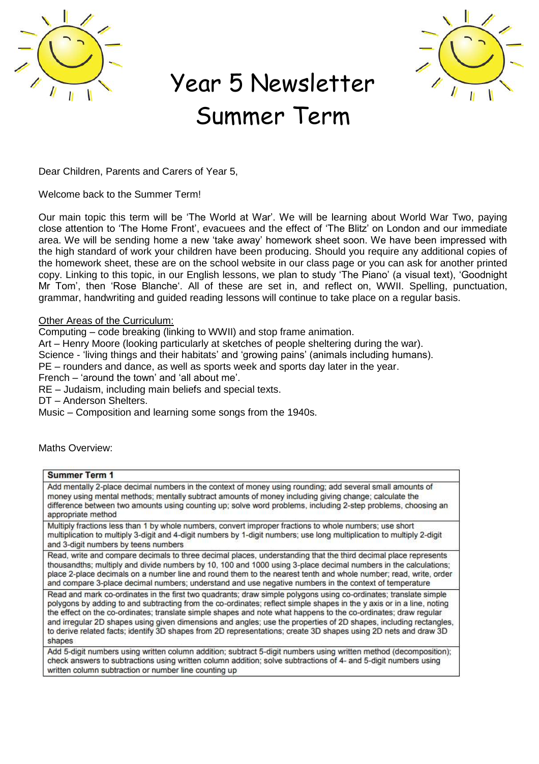# Year 5 Newsletter
# Summer Term

Dear Children, Parents and Carers of Year 5,

Welcome back to the Summer Term!

Our main topic this term will be 'The World at War'. We will be learning about World War Two, paying close attention to 'The Home Front', evacuees and the effect of 'The Blitz' on London and our immediate area. We will be sending home a new 'take away' homework sheet soon. We have been impressed with the high standard of work your children have been producing. Should you require any additional copies of the homework sheet, these are on the school website in our class page or you can ask for another printed copy. Linking to this topic, in our English lessons, we plan to study 'The Piano' (a visual text), 'Goodnight Mr Tom', then 'Rose Blanche'. All of these are set in, and reflect on, WWII. Spelling, punctuation, grammar, handwriting and guided reading lessons will continue to take place on a regular basis.

<u>Other Areas of the Curriculum:</u>

Computing – code breaking (linking to WWII) and stop frame animation.
Art – Henry Moore (looking particularly at sketches of people sheltering during the war).
Science - 'living things and their habitats' and 'growing pains' (animals including humans).
PE – rounders and dance, as well as sports week and sports day later in the year.
French – 'around the town' and 'all about me'.
RE – Judaism, including main beliefs and special texts.
DT – Anderson Shelters.
Music – Composition and learning some songs from the 1940s.

Maths Overview:

| **Summer Term 1** |
|---|
| Add mentally 2-place decimal numbers in the context of money using rounding; add several small amounts of money using mental methods; mentally subtract amounts of money including giving change; calculate the difference between two amounts using counting up; solve word problems, including 2-step problems, choosing an appropriate method |
| Multiply fractions less than 1 by whole numbers, convert improper fractions to whole numbers; use short multiplication to multiply 3-digit and 4-digit numbers by 1-digit numbers; use long multiplication to multiply 2-digit and 3-digit numbers by teens numbers |
| Read, write and compare decimals to three decimal places, understanding that the third decimal place represents thousandths; multiply and divide numbers by 10, 100 and 1000 using 3-place decimal numbers in the calculations; place 2-place decimals on a number line and round them to the nearest tenth and whole number; read, write, order and compare 3-place decimal numbers; understand and use negative numbers in the context of temperature |
| Read and mark co-ordinates in the first two quadrants; draw simple polygons using co-ordinates; translate simple polygons by adding to and subtracting from the co-ordinates; reflect simple shapes in the y axis or in a line, noting the effect on the co-ordinates; translate simple shapes and note what happens to the co-ordinates; draw regular and irregular 2D shapes using given dimensions and angles; use the properties of 2D shapes, including rectangles, to derive related facts; identify 3D shapes from 2D representations; create 3D shapes using 2D nets and draw 3D shapes |
| Add 5-digit numbers using written column addition; subtract 5-digit numbers using written method (decomposition); check answers to subtractions using written column addition; solve subtractions of 4- and 5-digit numbers using written column subtraction or number line counting up |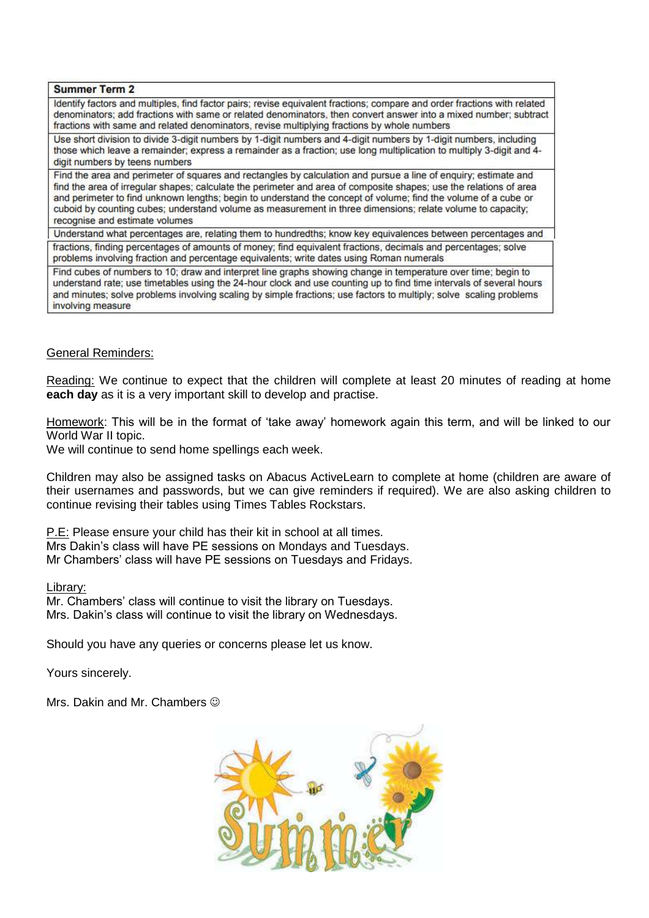| Summer Term 2 |
| --- |
| Identify factors and multiples, find factor pairs; revise equivalent fractions; compare and order fractions with related denominators; add fractions with same or related denominators, then convert answer into a mixed number; subtract fractions with same and related denominators, revise multiplying fractions by whole numbers |
| Use short division to divide 3-digit numbers by 1-digit numbers and 4-digit numbers by 1-digit numbers, including those which leave a remainder; express a remainder as a fraction; use long multiplication to multiply 3-digit and 4-digit numbers by teens numbers |
| Find the area and perimeter of squares and rectangles by calculation and pursue a line of enquiry; estimate and find the area of irregular shapes; calculate the perimeter and area of composite shapes; use the relations of area and perimeter to find unknown lengths; begin to understand the concept of volume; find the volume of a cube or cuboid by counting cubes; understand volume as measurement in three dimensions; relate volume to capacity; recognise and estimate volumes |
| Understand what percentages are, relating them to hundredths; know key equivalences between percentages and fractions, finding percentages of amounts of money; find equivalent fractions, decimals and percentages; solve problems involving fraction and percentage equivalents; write dates using Roman numerals |
| Find cubes of numbers to 10; draw and interpret line graphs showing change in temperature over time; begin to understand rate; use timetables using the 24-hour clock and use counting up to find time intervals of several hours and minutes; solve problems involving scaling by simple fractions; use factors to multiply; solve scaling problems involving measure |

General Reminders:

Reading: We continue to expect that the children will complete at least 20 minutes of reading at home **each day** as it is a very important skill to develop and practise.

Homework: This will be in the format of 'take away' homework again this term, and will be linked to our World War II topic.
We will continue to send home spellings each week.

Children may also be assigned tasks on Abacus ActiveLearn to complete at home (children are aware of their usernames and passwords, but we can give reminders if required). We are also asking children to continue revising their tables using Times Tables Rockstars.

P.E: Please ensure your child has their kit in school at all times.
Mrs Dakin's class will have PE sessions on Mondays and Tuesdays.
Mr Chambers' class will have PE sessions on Tuesdays and Fridays.

Library:
Mr. Chambers' class will continue to visit the library on Tuesdays.
Mrs. Dakin's class will continue to visit the library on Wednesdays.

Should you have any queries or concerns please let us know.

Yours sincerely.

Mrs. Dakin and Mr. Chambers ☺